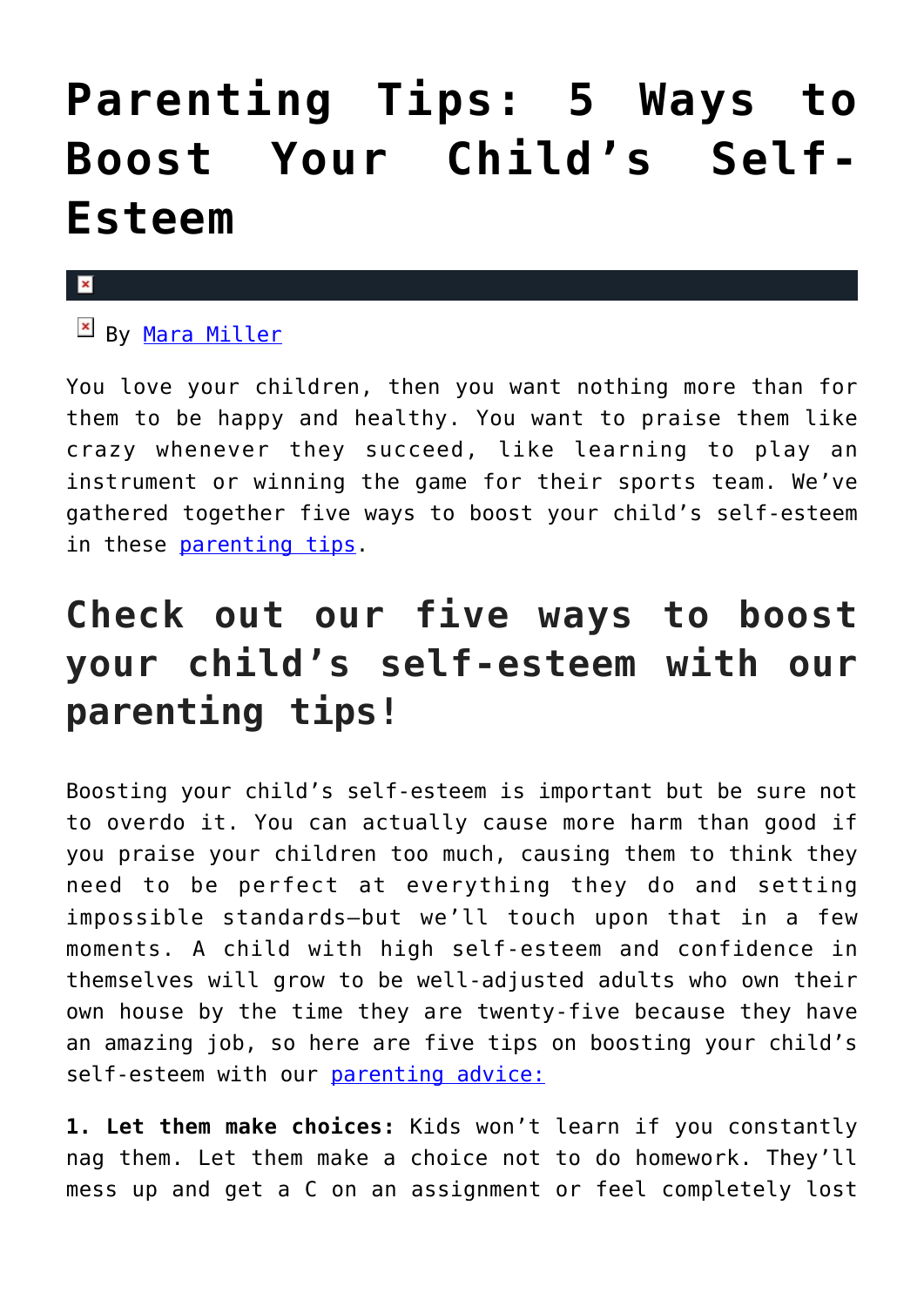# Parenting Tips: 5 Ways to Boost Your Child's Self-Esteem

By Mara Miller

You love your children, then you want nothing more than for them to be happy and healthy. You want to praise them like crazy whenever they succeed, like learning to play an instrument or winning the game for their sports team. We've gathered together five ways to boost your child's self-esteem in these parenting tips.

## Check out our five ways to boost your child's self-esteem with our parenting tips!

Boosting your child's self-esteem is important but be sure not to overdo it. You can actually cause more harm than good if you praise your children too much, causing them to think they need to be perfect at everything they do and setting impossible standards—but we'll touch upon that in a few moments. A child with high self-esteem and confidence in themselves will grow to be well-adjusted adults who own their own house by the time they are twenty-five because they have an amazing job, so here are five tips on boosting your child's self-esteem with our parenting advice:

**1. Let them make choices:** Kids won't learn if you constantly nag them. Let them make a choice not to do homework. They'll mess up and get a C on an assignment or feel completely lost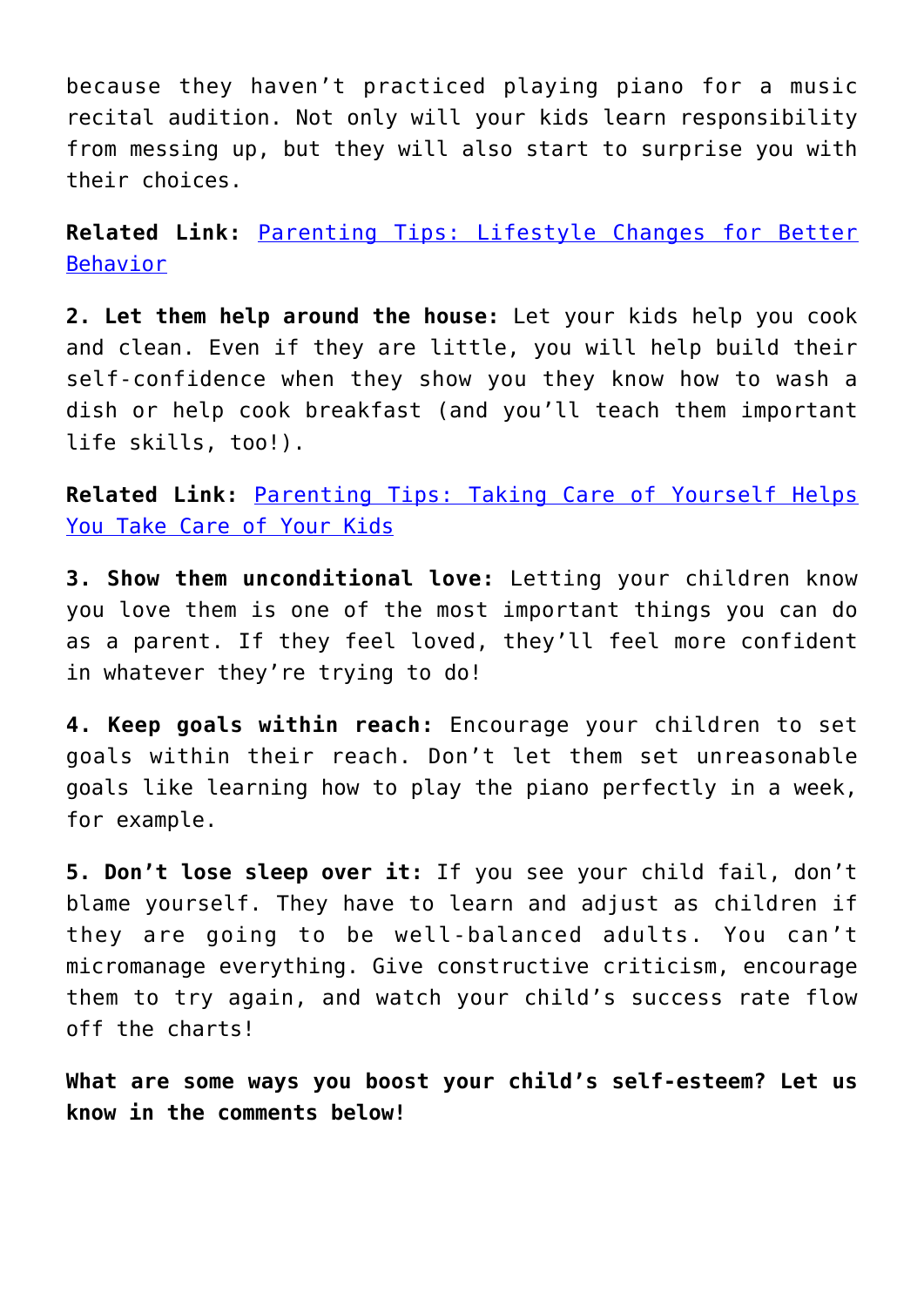because they haven't practiced playing piano for a music recital audition. Not only will your kids learn responsibility from messing up, but they will also start to surprise you with their choices.

**Related Link:** [Parenting Tips: Lifestyle Changes for Better Behavior]()

**2. Let them help around the house:** Let your kids help you cook and clean. Even if they are little, you will help build their self-confidence when they show you they know how to wash a dish or help cook breakfast (and you'll teach them important life skills, too!).

**Related Link:** [Parenting Tips: Taking Care of Yourself Helps You Take Care of Your Kids]()

**3. Show them unconditional love:** Letting your children know you love them is one of the most important things you can do as a parent. If they feel loved, they'll feel more confident in whatever they're trying to do!

**4. Keep goals within reach:** Encourage your children to set goals within their reach. Don't let them set unreasonable goals like learning how to play the piano perfectly in a week, for example.

**5. Don't lose sleep over it:** If you see your child fail, don't blame yourself. They have to learn and adjust as children if they are going to be well-balanced adults. You can't micromanage everything. Give constructive criticism, encourage them to try again, and watch your child's success rate flow off the charts!

**What are some ways you boost your child's self-esteem? Let us know in the comments below!**